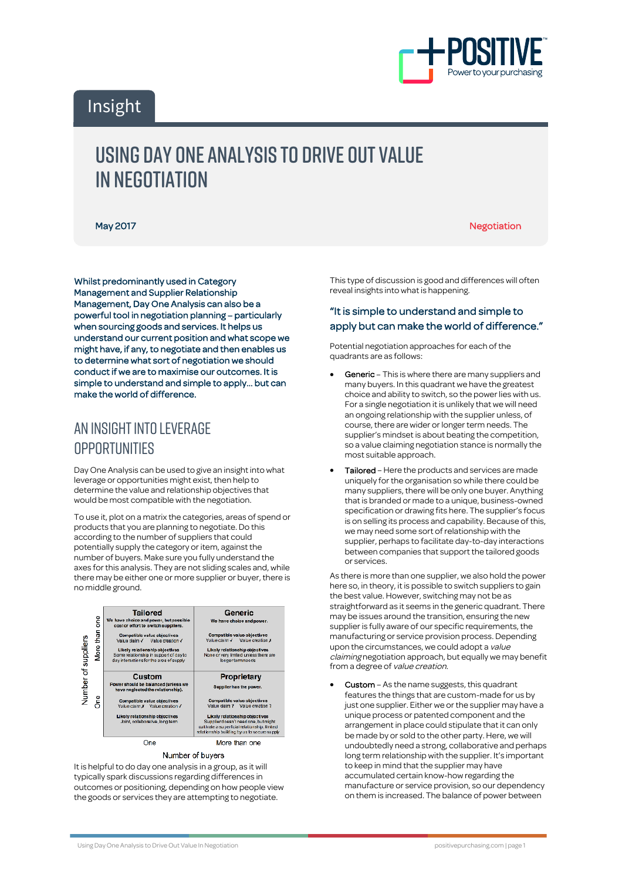Insight

# USING DAY ONE ANALYSIS TO DRIVE OUT VALUE IN NEGOTIATION

May 2017

Negotiation

**Whilst predominantly used in Category Management and Supplier Relationship Management, Day One Analysis can also be a powerful tool in negotiation planning – particularly when sourcing goods and services. It helps us understand our current position and what scope we might have, if any, to negotiate and then enables us to determine what sort of negotiation we should conduct if we are to maximise our outcomes. It is simple to understand and simple to apply… but can make the world of difference.**

## AN INSIGHT INTO LEVERAGE OPPORTUNITIES

Day One Analysis can be used to give an insight into what leverage or opportunities might exist, then help to determine the value and relationship objectives that would be most compatible with the negotiation.

To use it, plot on a matrix the categories, areas of spend or products that you are planning to negotiate. Do this according to the number of suppliers that could potentially supply the category or item, against the number of buyers. Make sure you fully understand the axes for this analysis. They are not sliding scales and, while there may be either one or more supplier or buyer, there is no middle ground.

| Number of suppliers | Number of buyers: One | Number of buyers: More than one |
|---|---|---|
| More than one | **Tailored**<br>We have choice and power, but possible cost or effort to switch suppliers.<br>Compatible value objectives: Value claim ✓ Value creation ✓<br>Likely relationship objectives: Some relationship in support of day to day interactions for the area of supply | **Generic**<br>We have choice and power.<br>Compatible value objectives: Value claim ✓ Value creation ✗<br>Likely relationship objectives: None or very limited unless there are longer term needs |
| One | **Custom**<br>Power should be balanced (unless we have neglected the relationship).<br>Compatible value objectives: Value claim ✗ Value creation ✓<br>Likely relationship objectives: Joint, collaborative, long term | **Proprietary**<br>Supplier has the power.<br>Compatible value objectives: Value claim ? Value creation ?<br>Likely relationship objectives: Supplier doesn't need one, but might cultivate a superficial relationship, limited relationship building by us to secure supply |

It is helpful to do day one analysis in a group, as it will typically spark discussions regarding differences in outcomes or positioning, depending on how people view the goods or services they are attempting to negotiate.

This type of discussion is good and differences will often reveal insights into what is happening.

> "It is simple to understand and simple to apply but can make the world of difference."

Potential negotiation approaches for each of the quadrants are as follows:

- **Generic** – This is where there are many suppliers and many buyers. In this quadrant we have the greatest choice and ability to switch, so the power lies with us. For a single negotiation it is unlikely that we will need an ongoing relationship with the supplier unless, of course, there are wider or longer term needs. The supplier's mindset is about beating the competition, so a value claiming negotiation stance is normally the most suitable approach.
- **Tailored** – Here the products and services are made uniquely for the organisation so while there could be many suppliers, there will be only one buyer. Anything that is branded or made to a unique, business-owned specification or drawing fits here. The supplier's focus is on selling its process and capability. Because of this, we may need some sort of relationship with the supplier, perhaps to facilitate day-to-day interactions between companies that support the tailored goods or services.

As there is more than one supplier, we also hold the power here so, in theory, it is possible to switch suppliers to gain the best value. However, switching may not be as straightforward as it seems in the generic quadrant. There may be issues around the transition, ensuring the new supplier is fully aware of our specific requirements, the manufacturing or service provision process. Depending upon the circumstances, we could adopt a *value claiming* negotiation approach, but equally we may benefit from a degree of *value creation*.

- **Custom** – As the name suggests, this quadrant features the things that are custom-made for us by just one supplier. Either we or the supplier may have a unique process or patented component and the arrangement in place could stipulate that it can only be made by or sold to the other party. Here, we will undoubtedly need a strong, collaborative and perhaps long term relationship with the supplier. It's important to keep in mind that the supplier may have accumulated certain know-how regarding the manufacture or service provision, so our dependency on them is increased. The balance of power between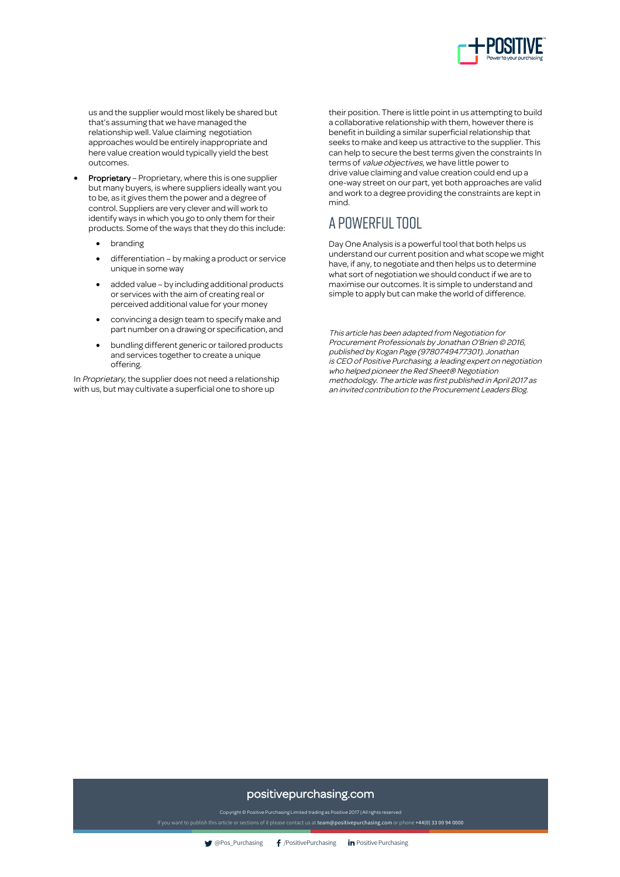us and the supplier would most likely be shared but that's assuming that we have managed the relationship well. Value claiming negotiation approaches would be entirely inappropriate and here value creation would typically yield the best outcomes.

- **Proprietary** – Proprietary, where this is one supplier but many buyers, is where suppliers ideally want you to be, as it gives them the power and a degree of control. Suppliers are very clever and will work to identify ways in which you go to only them for their products. Some of the ways that they do this include:
    - branding
    - differentiation – by making a product or service unique in some way
    - added value – by including additional products or services with the aim of creating real or perceived additional value for your money
    - convincing a design team to specify make and part number on a drawing or specification, and
    - bundling different generic or tailored products and services together to create a unique offering.

In *Proprietary*, the supplier does not need a relationship with us, but may cultivate a superficial one to shore up their position. There is little point in us attempting to build a collaborative relationship with them, however there is benefit in building a similar superficial relationship that seeks to make and keep us attractive to the supplier. This can help to secure the best terms given the constraints In terms of *value objectives*, we have little power to drive value claiming and value creation could end up a one-way street on our part, yet both approaches are valid and work to a degree providing the constraints are kept in mind.

## A POWERFUL TOOL

Day One Analysis is a powerful tool that both helps us understand our current position and what scope we might have, if any, to negotiate and then helps us to determine what sort of negotiation we should conduct if we are to maximise our outcomes. It is simple to understand and simple to apply but can make the world of difference.

*This article has been adapted from Negotiation for Procurement Professionals by Jonathan O'Brien © 2016, published by Kogan Page (9780749477301). Jonathan is CEO of Positive Purchasing, a leading expert on negotiation who helped pioneer the Red Sheet® Negotiation methodology. The article was first published in April 2017 as an invited contribution to the Procurement Leaders Blog.*

positivepurchasing.com

Copyright © Positive Purchasing Limited trading as Positive 2017 | All rights reserved

If you want to publish this article or sections of it please contact us at team@positivepurchasing.com or phone +44(0) 33 00 94 0000

@Pos_Purchasing /PositivePurchasing Positive Purchasing